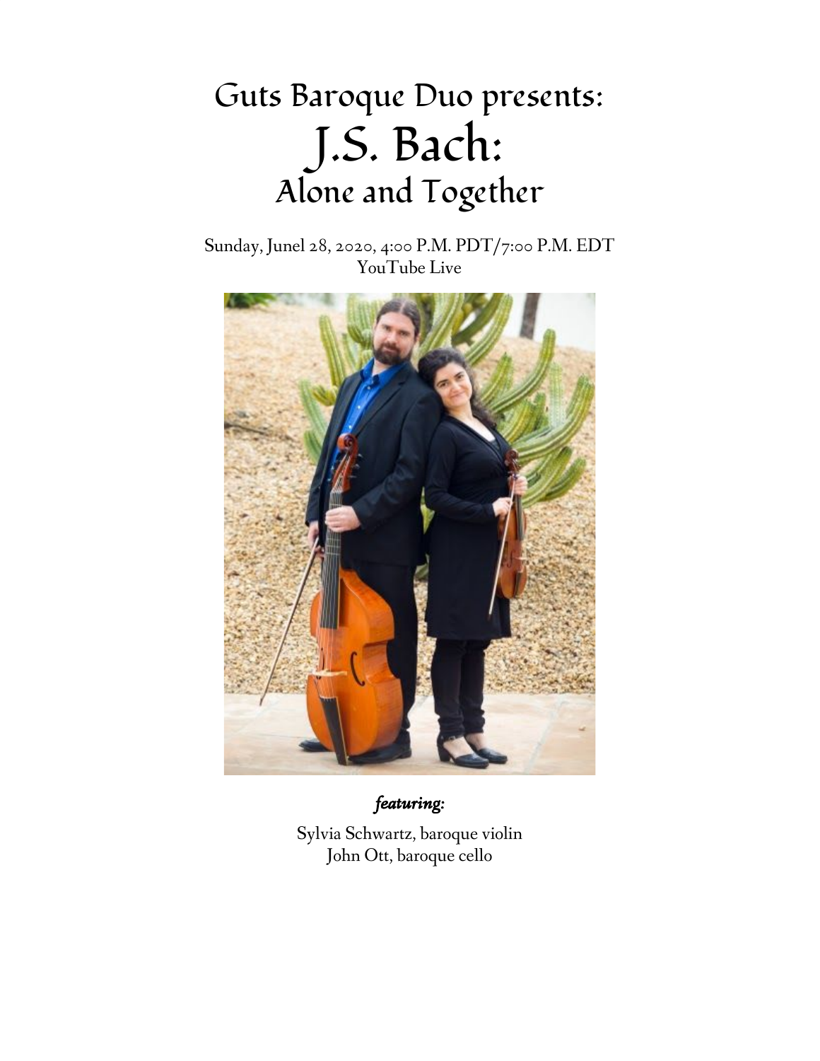# Guts Baroque Duo presents:
# J.S. Bach:
## Alone and Together

Sunday, Junel 28, 2020, 4:00 P.M. PDT/7:00 P.M. EDT
YouTube Live

***featuring:***

Sylvia Schwartz, baroque violin
John Ott, baroque cello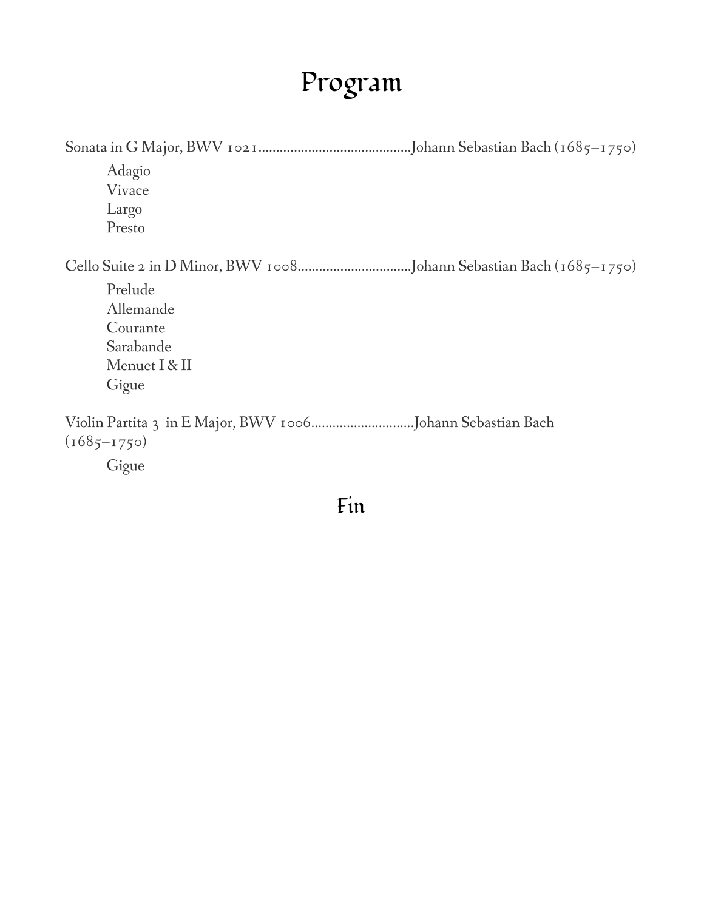# Program

Sonata in G Major, BWV 1021..........................................Johann Sebastian Bach (1685–1750)

Adagio
Vivace
Largo
Presto

Cello Suite 2 in D Minor, BWV 1008................................Johann Sebastian Bach (1685–1750)

Prelude
Allemande
Courante
Sarabande
Menuet I & II
Gigue

Violin Partita 3 in E Major, BWV 1006............................Johann Sebastian Bach (1685–1750)

Gigue

## Fin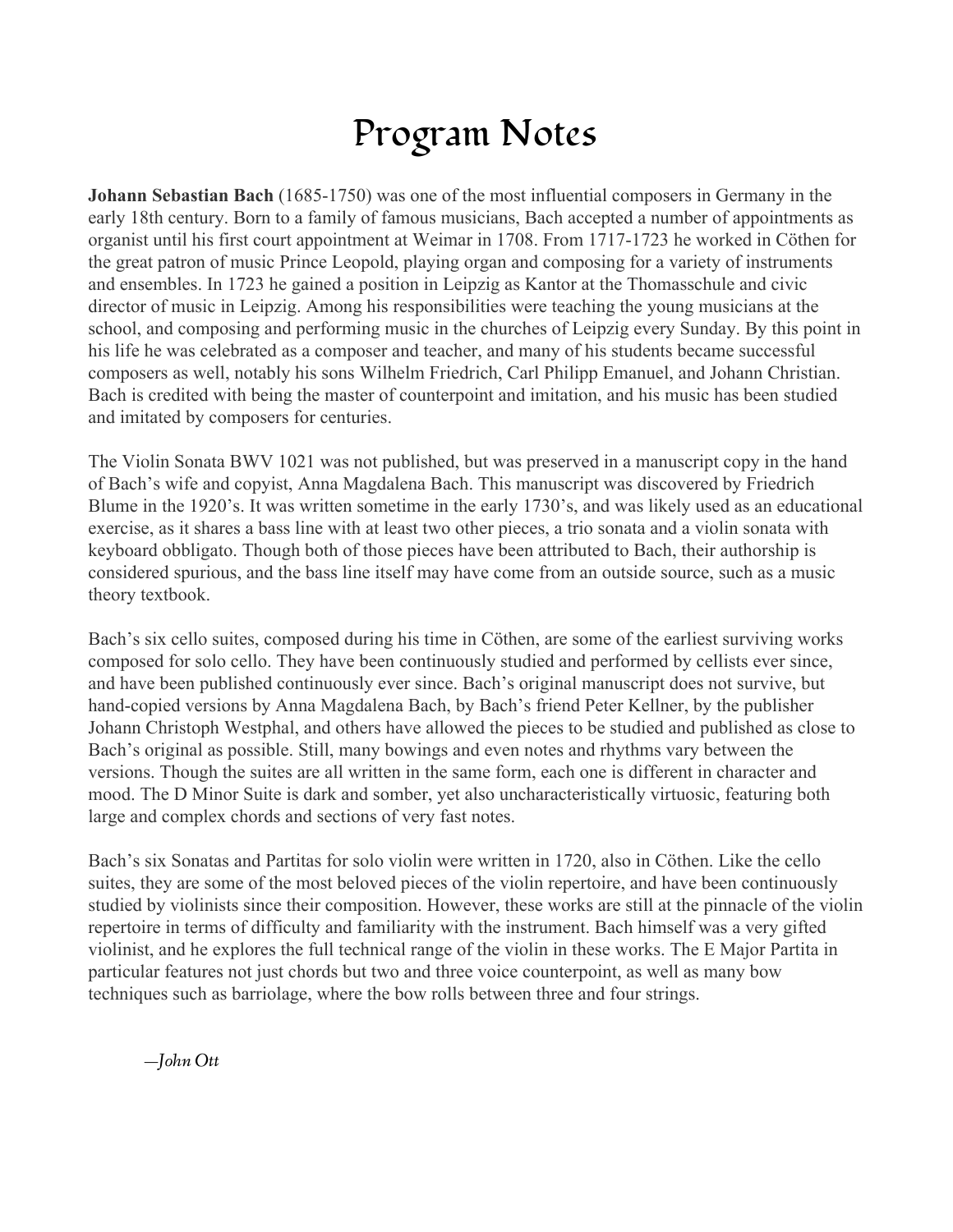# Program Notes

**Johann Sebastian Bach** (1685-1750) was one of the most influential composers in Germany in the early 18th century. Born to a family of famous musicians, Bach accepted a number of appointments as organist until his first court appointment at Weimar in 1708. From 1717-1723 he worked in Cöthen for the great patron of music Prince Leopold, playing organ and composing for a variety of instruments and ensembles. In 1723 he gained a position in Leipzig as Kantor at the Thomasschule and civic director of music in Leipzig. Among his responsibilities were teaching the young musicians at the school, and composing and performing music in the churches of Leipzig every Sunday. By this point in his life he was celebrated as a composer and teacher, and many of his students became successful composers as well, notably his sons Wilhelm Friedrich, Carl Philipp Emanuel, and Johann Christian. Bach is credited with being the master of counterpoint and imitation, and his music has been studied and imitated by composers for centuries.

The Violin Sonata BWV 1021 was not published, but was preserved in a manuscript copy in the hand of Bach's wife and copyist, Anna Magdalena Bach. This manuscript was discovered by Friedrich Blume in the 1920's. It was written sometime in the early 1730's, and was likely used as an educational exercise, as it shares a bass line with at least two other pieces, a trio sonata and a violin sonata with keyboard obbligato. Though both of those pieces have been attributed to Bach, their authorship is considered spurious, and the bass line itself may have come from an outside source, such as a music theory textbook.

Bach's six cello suites, composed during his time in Cöthen, are some of the earliest surviving works composed for solo cello. They have been continuously studied and performed by cellists ever since, and have been published continuously ever since. Bach's original manuscript does not survive, but hand-copied versions by Anna Magdalena Bach, by Bach's friend Peter Kellner, by the publisher Johann Christoph Westphal, and others have allowed the pieces to be studied and published as close to Bach's original as possible. Still, many bowings and even notes and rhythms vary between the versions. Though the suites are all written in the same form, each one is different in character and mood. The D Minor Suite is dark and somber, yet also uncharacteristically virtuosic, featuring both large and complex chords and sections of very fast notes.

Bach's six Sonatas and Partitas for solo violin were written in 1720, also in Cöthen. Like the cello suites, they are some of the most beloved pieces of the violin repertoire, and have been continuously studied by violinists since their composition. However, these works are still at the pinnacle of the violin repertoire in terms of difficulty and familiarity with the instrument. Bach himself was a very gifted violinist, and he explores the full technical range of the violin in these works. The E Major Partita in particular features not just chords but two and three voice counterpoint, as well as many bow techniques such as barriolage, where the bow rolls between three and four strings.

*—John Ott*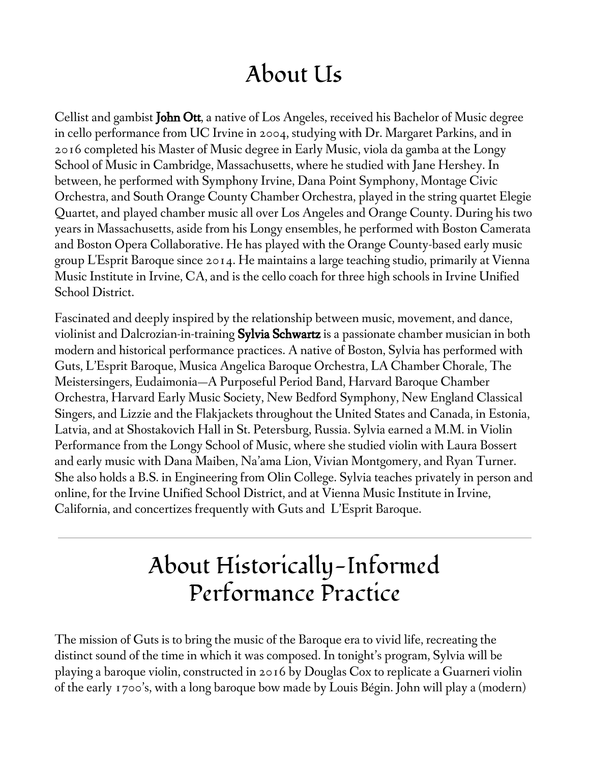# About Us

Cellist and gambist **John Ott**, a native of Los Angeles, received his Bachelor of Music degree in cello performance from UC Irvine in 2004, studying with Dr. Margaret Parkins, and in 2016 completed his Master of Music degree in Early Music, viola da gamba at the Longy School of Music in Cambridge, Massachusetts, where he studied with Jane Hershey. In between, he performed with Symphony Irvine, Dana Point Symphony, Montage Civic Orchestra, and South Orange County Chamber Orchestra, played in the string quartet Elegie Quartet, and played chamber music all over Los Angeles and Orange County. During his two years in Massachusetts, aside from his Longy ensembles, he performed with Boston Camerata and Boston Opera Collaborative. He has played with the Orange County-based early music group L'Esprit Baroque since 2014. He maintains a large teaching studio, primarily at Vienna Music Institute in Irvine, CA, and is the cello coach for three high schools in Irvine Unified School District.

Fascinated and deeply inspired by the relationship between music, movement, and dance, violinist and Dalcrozian-in-training **Sylvia Schwartz** is a passionate chamber musician in both modern and historical performance practices. A native of Boston, Sylvia has performed with Guts, L'Esprit Baroque, Musica Angelica Baroque Orchestra, LA Chamber Chorale, The Meistersingers, Eudaimonia—A Purposeful Period Band, Harvard Baroque Chamber Orchestra, Harvard Early Music Society, New Bedford Symphony, New England Classical Singers, and Lizzie and the Flakjackets throughout the United States and Canada, in Estonia, Latvia, and at Shostakovich Hall in St. Petersburg, Russia. Sylvia earned a M.M. in Violin Performance from the Longy School of Music, where she studied violin with Laura Bossert and early music with Dana Maiben, Na'ama Lion, Vivian Montgomery, and Ryan Turner. She also holds a B.S. in Engineering from Olin College. Sylvia teaches privately in person and online, for the Irvine Unified School District, and at Vienna Music Institute in Irvine, California, and concertizes frequently with Guts and L'Esprit Baroque.

---

# About Historically-Informed Performance Practice

The mission of Guts is to bring the music of the Baroque era to vivid life, recreating the distinct sound of the time in which it was composed. In tonight's program, Sylvia will be playing a baroque violin, constructed in 2016 by Douglas Cox to replicate a Guarneri violin of the early 1700's, with a long baroque bow made by Louis Bégin. John will play a (modern)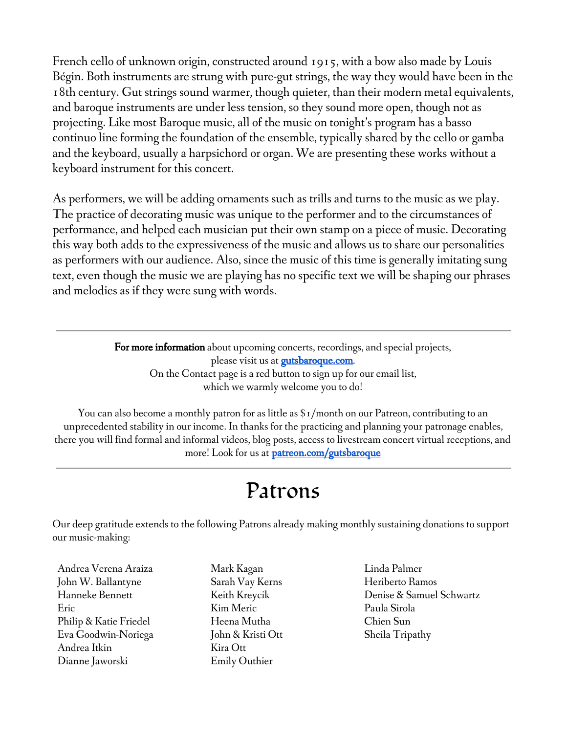French cello of unknown origin, constructed around 1915, with a bow also made by Louis Bégin. Both instruments are strung with pure-gut strings, the way they would have been in the 18th century. Gut strings sound warmer, though quieter, than their modern metal equivalents, and baroque instruments are under less tension, so they sound more open, though not as projecting. Like most Baroque music, all of the music on tonight's program has a basso continuo line forming the foundation of the ensemble, typically shared by the cello or gamba and the keyboard, usually a harpsichord or organ. We are presenting these works without a keyboard instrument for this concert.

As performers, we will be adding ornaments such as trills and turns to the music as we play. The practice of decorating music was unique to the performer and to the circumstances of performance, and helped each musician put their own stamp on a piece of music. Decorating this way both adds to the expressiveness of the music and allows us to share our personalities as performers with our audience. Also, since the music of this time is generally imitating sung text, even though the music we are playing has no specific text we will be shaping our phrases and melodies as if they were sung with words.

---

**For more information** about upcoming concerts, recordings, and special projects, please visit us at [gutsbaroque.com](gutsbaroque.com).
On the Contact page is a red button to sign up for our email list, which we warmly welcome you to do!

You can also become a monthly patron for as little as $1/month on our Patreon, contributing to an unprecedented stability in our income. In thanks for the practicing and planning your patronage enables, there you will find formal and informal videos, blog posts, access to livestream concert virtual receptions, and more! Look for us at [patreon.com/gutsbaroque](patreon.com/gutsbaroque)

---

# Patrons

Our deep gratitude extends to the following Patrons already making monthly sustaining donations to support our music-making:

Andrea Verena Araiza
John W. Ballantyne
Hanneke Bennett
Eric
Philip & Katie Friedel
Eva Goodwin-Noriega
Andrea Itkin
Dianne Jaworski
Mark Kagan
Sarah Vay Kerns
Keith Kreycik
Kim Meric
Heena Mutha
John & Kristi Ott
Kira Ott
Emily Outhier
Linda Palmer
Heriberto Ramos
Denise & Samuel Schwartz
Paula Sirola
Chien Sun
Sheila Tripathy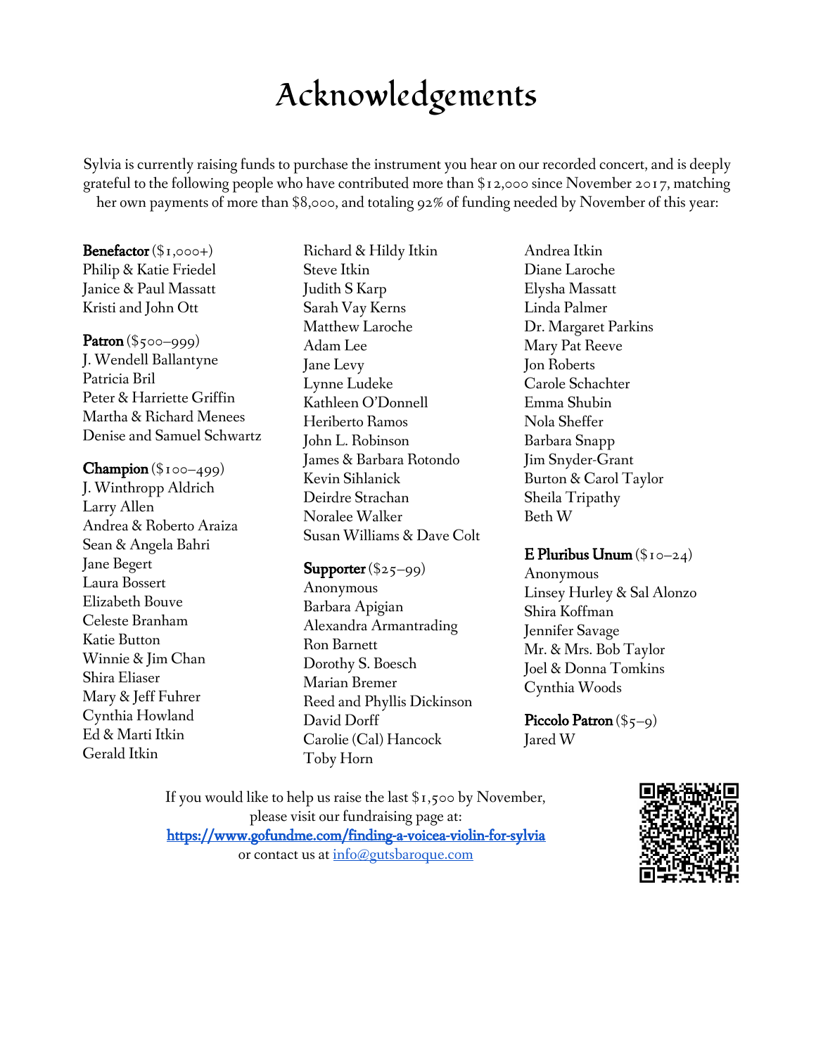# Acknowledgements

Sylvia is currently raising funds to purchase the instrument you hear on our recorded concert, and is deeply grateful to the following people who have contributed more than $12,000 since November 2017, matching her own payments of more than $8,000, and totaling 92% of funding needed by November of this year:

**Benefactor** ($1,000+)
Philip & Katie Friedel
Janice & Paul Massatt
Kristi and John Ott

**Patron** ($500–999)
J. Wendell Ballantyne
Patricia Bril
Peter & Harriette Griffin
Martha & Richard Menees
Denise and Samuel Schwartz

**Champion** ($100–499)
J. Winthropp Aldrich
Larry Allen
Andrea & Roberto Araiza
Sean & Angela Bahri
Jane Begert
Laura Bossert
Elizabeth Bouve
Celeste Branham
Katie Button
Winnie & Jim Chan
Shira Eliaser
Mary & Jeff Fuhrer
Cynthia Howland
Ed & Marti Itkin
Gerald Itkin
Richard & Hildy Itkin
Steve Itkin
Judith S Karp
Sarah Vay Kerns
Matthew Laroche
Adam Lee
Jane Levy
Lynne Ludeke
Kathleen O'Donnell
Heriberto Ramos
John L. Robinson
James & Barbara Rotondo
Kevin Sihlanick
Deirdre Strachan
Noralee Walker
Susan Williams & Dave Colt

**Supporter** ($25–99)
Anonymous
Barbara Apigian
Alexandra Armantrading
Ron Barnett
Dorothy S. Boesch
Marian Bremer
Reed and Phyllis Dickinson
David Dorff
Carolie (Cal) Hancock
Toby Horn
Andrea Itkin
Diane Laroche
Elysha Massatt
Linda Palmer
Dr. Margaret Parkins
Mary Pat Reeve
Jon Roberts
Carole Schachter
Emma Shubin
Nola Sheffer
Barbara Snapp
Jim Snyder-Grant
Burton & Carol Taylor
Sheila Tripathy
Beth W

**E Pluribus Unum** ($10–24)
Anonymous
Linsey Hurley & Sal Alonzo
Shira Koffman
Jennifer Savage
Mr. & Mrs. Bob Taylor
Joel & Donna Tomkins
Cynthia Woods

**Piccolo Patron** ($5–9)
Jared W

If you would like to help us raise the last $1,500 by November,
please visit our fundraising page at:
[https://www.gofundme.com/finding-a-voicea-violin-for-sylvia](https://www.gofundme.com/finding-a-voicea-violin-for-sylvia)
or contact us at [info@gutsbaroque.com](mailto:info@gutsbaroque.com)